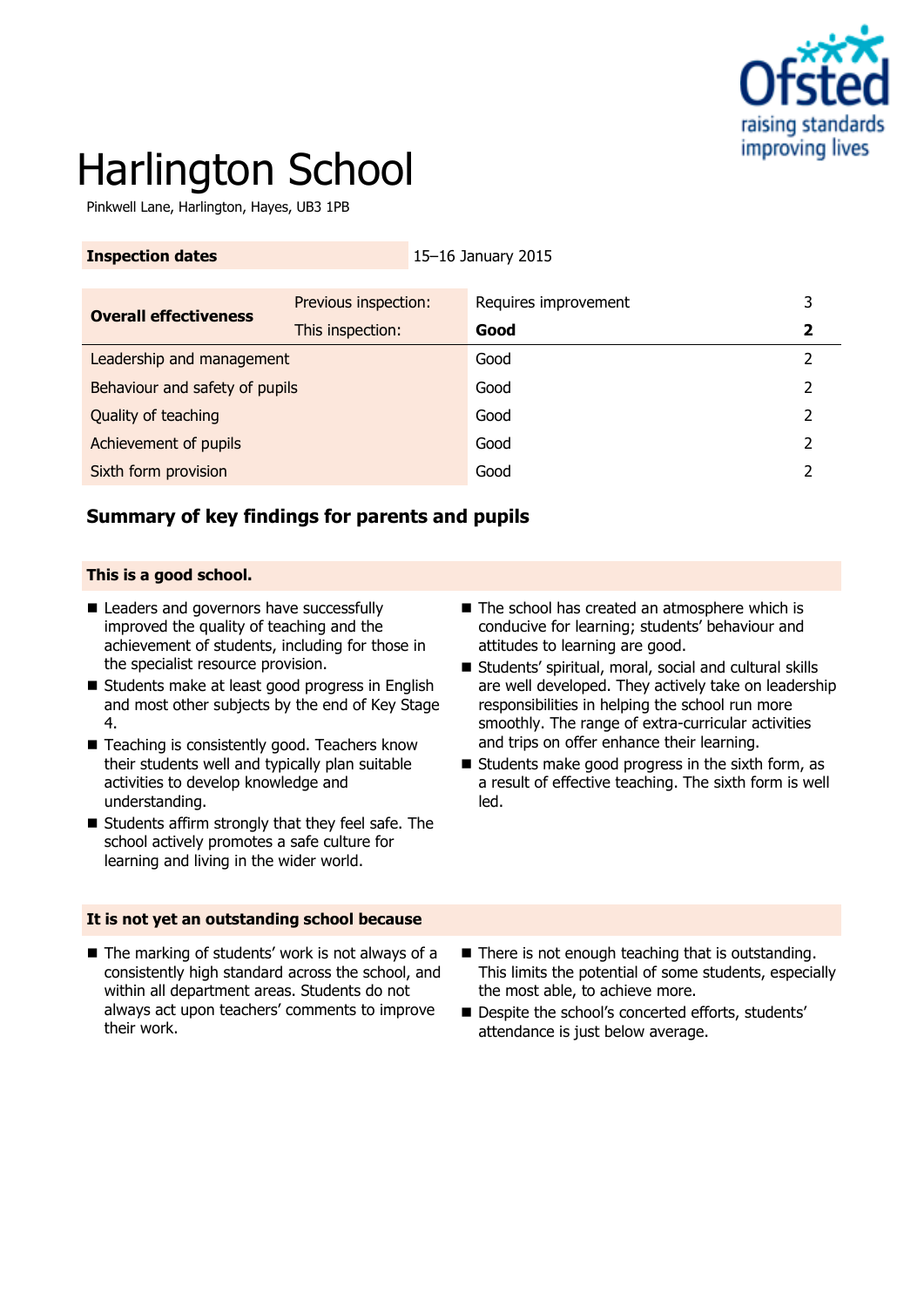# Harlington School

Pinkwell Lane, Harlington, Hayes, UB3 1PB

| Inspection dates | 15–16 January 2015 |
|---|---|

| Overall effectiveness | Previous inspection: | Requires improvement | 3 |
|---|---|---|---|
| | This inspection: | **Good** | **2** |
| Leadership and management | | Good | 2 |
| Behaviour and safety of pupils | | Good | 2 |
| Quality of teaching | | Good | 2 |
| Achievement of pupils | | Good | 2 |
| Sixth form provision | | Good | 2 |

## Summary of key findings for parents and pupils

### This is a good school.

- Leaders and governors have successfully improved the quality of teaching and the achievement of students, including for those in the specialist resource provision.
- Students make at least good progress in English and most other subjects by the end of Key Stage 4.
- Teaching is consistently good. Teachers know their students well and typically plan suitable activities to develop knowledge and understanding.
- Students affirm strongly that they feel safe. The school actively promotes a safe culture for learning and living in the wider world.
- The school has created an atmosphere which is conducive for learning; students' behaviour and attitudes to learning are good.
- Students' spiritual, moral, social and cultural skills are well developed. They actively take on leadership responsibilities in helping the school run more smoothly. The range of extra-curricular activities and trips on offer enhance their learning.
- Students make good progress in the sixth form, as a result of effective teaching. The sixth form is well led.

### It is not yet an outstanding school because

- The marking of students' work is not always of a consistently high standard across the school, and within all department areas. Students do not always act upon teachers' comments to improve their work.
- There is not enough teaching that is outstanding. This limits the potential of some students, especially the most able, to achieve more.
- Despite the school's concerted efforts, students' attendance is just below average.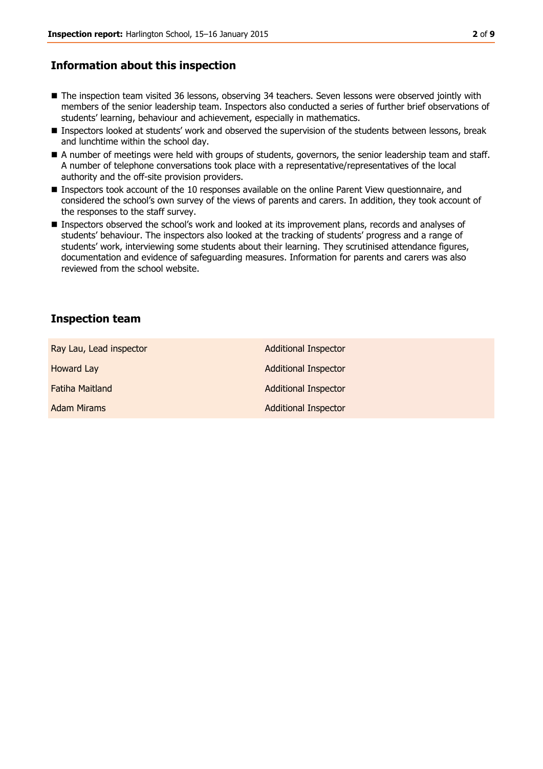## Information about this inspection

- The inspection team visited 36 lessons, observing 34 teachers. Seven lessons were observed jointly with members of the senior leadership team. Inspectors also conducted a series of further brief observations of students' learning, behaviour and achievement, especially in mathematics.
- Inspectors looked at students' work and observed the supervision of the students between lessons, break and lunchtime within the school day.
- A number of meetings were held with groups of students, governors, the senior leadership team and staff. A number of telephone conversations took place with a representative/representatives of the local authority and the off-site provision providers.
- Inspectors took account of the 10 responses available on the online Parent View questionnaire, and considered the school's own survey of the views of parents and carers. In addition, they took account of the responses to the staff survey.
- Inspectors observed the school's work and looked at its improvement plans, records and analyses of students' behaviour. The inspectors also looked at the tracking of students' progress and a range of students' work, interviewing some students about their learning. They scrutinised attendance figures, documentation and evidence of safeguarding measures. Information for parents and carers was also reviewed from the school website.

## Inspection team

| | |
|---|---|
| Ray Lau, Lead inspector | Additional Inspector |
| Howard Lay | Additional Inspector |
| Fatiha Maitland | Additional Inspector |
| Adam Mirams | Additional Inspector |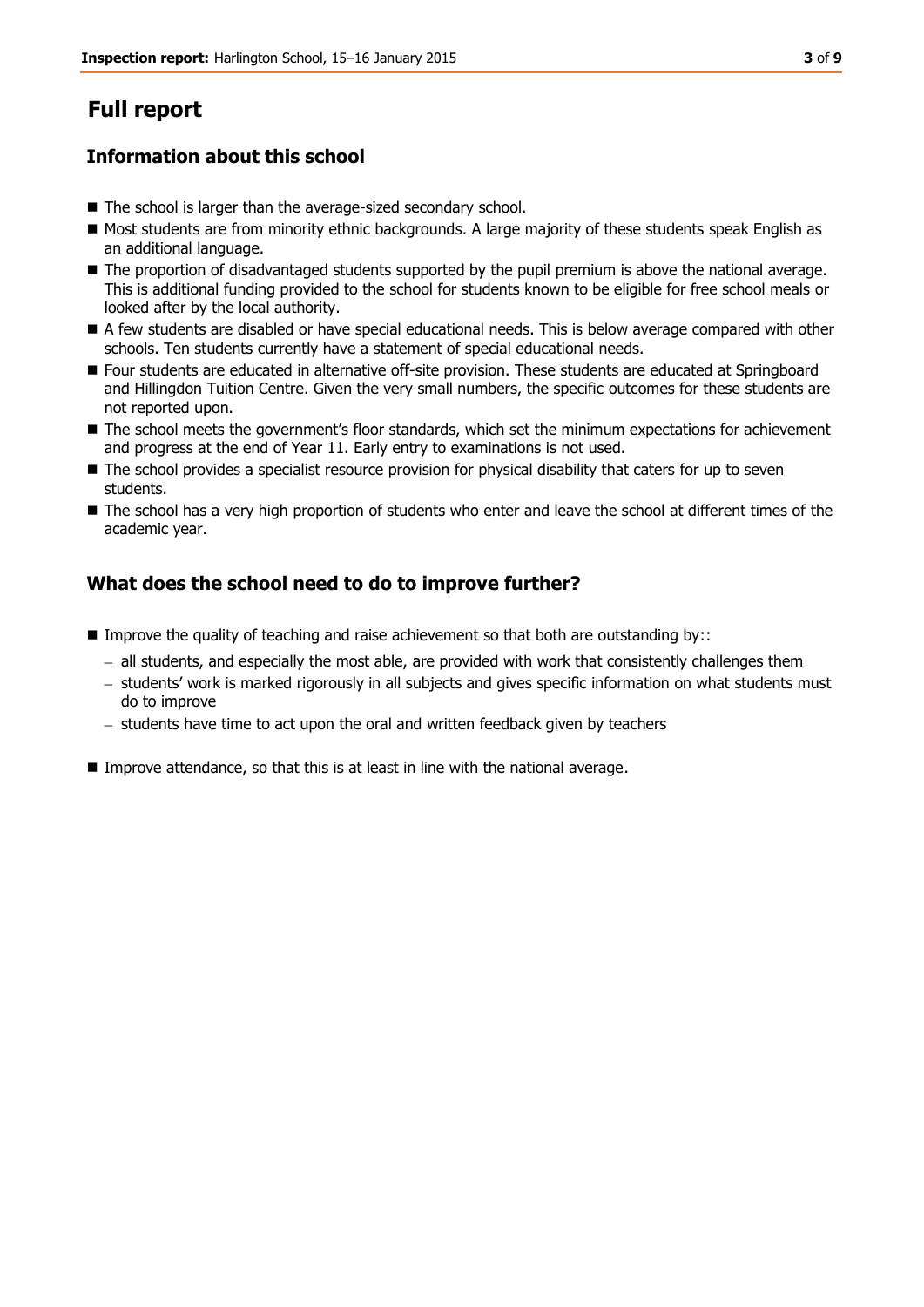# Full report

## Information about this school

- The school is larger than the average-sized secondary school.
- Most students are from minority ethnic backgrounds. A large majority of these students speak English as an additional language.
- The proportion of disadvantaged students supported by the pupil premium is above the national average. This is additional funding provided to the school for students known to be eligible for free school meals or looked after by the local authority.
- A few students are disabled or have special educational needs. This is below average compared with other schools. Ten students currently have a statement of special educational needs.
- Four students are educated in alternative off-site provision. These students are educated at Springboard and Hillingdon Tuition Centre. Given the very small numbers, the specific outcomes for these students are not reported upon.
- The school meets the government's floor standards, which set the minimum expectations for achievement and progress at the end of Year 11. Early entry to examinations is not used.
- The school provides a specialist resource provision for physical disability that caters for up to seven students.
- The school has a very high proportion of students who enter and leave the school at different times of the academic year.

## What does the school need to do to improve further?

- Improve the quality of teaching and raise achievement so that both are outstanding by::
  - all students, and especially the most able, are provided with work that consistently challenges them
  - students' work is marked rigorously in all subjects and gives specific information on what students must do to improve
  - students have time to act upon the oral and written feedback given by teachers
- Improve attendance, so that this is at least in line with the national average.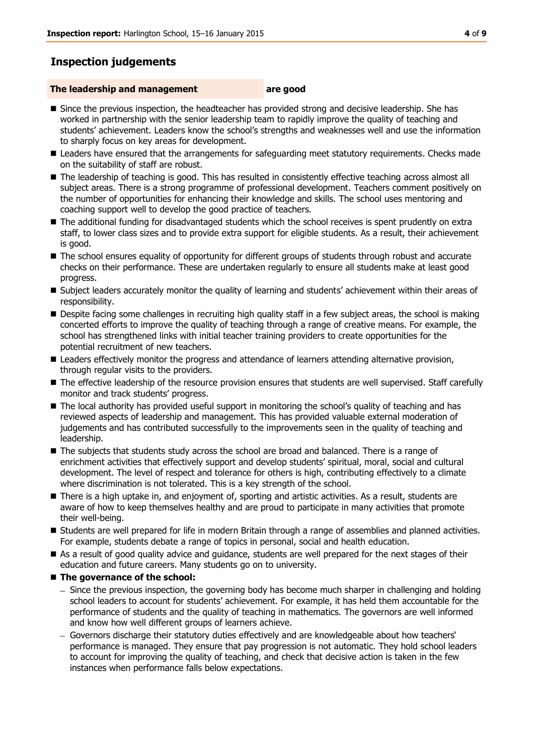## Inspection judgements

**The leadership and management** **are good**

- Since the previous inspection, the headteacher has provided strong and decisive leadership. She has worked in partnership with the senior leadership team to rapidly improve the quality of teaching and students' achievement. Leaders know the school's strengths and weaknesses well and use the information to sharply focus on key areas for development.
- Leaders have ensured that the arrangements for safeguarding meet statutory requirements. Checks made on the suitability of staff are robust.
- The leadership of teaching is good. This has resulted in consistently effective teaching across almost all subject areas. There is a strong programme of professional development. Teachers comment positively on the number of opportunities for enhancing their knowledge and skills. The school uses mentoring and coaching support well to develop the good practice of teachers.
- The additional funding for disadvantaged students which the school receives is spent prudently on extra staff, to lower class sizes and to provide extra support for eligible students. As a result, their achievement is good.
- The school ensures equality of opportunity for different groups of students through robust and accurate checks on their performance. These are undertaken regularly to ensure all students make at least good progress.
- Subject leaders accurately monitor the quality of learning and students' achievement within their areas of responsibility.
- Despite facing some challenges in recruiting high quality staff in a few subject areas, the school is making concerted efforts to improve the quality of teaching through a range of creative means. For example, the school has strengthened links with initial teacher training providers to create opportunities for the potential recruitment of new teachers.
- Leaders effectively monitor the progress and attendance of learners attending alternative provision, through regular visits to the providers.
- The effective leadership of the resource provision ensures that students are well supervised. Staff carefully monitor and track students' progress.
- The local authority has provided useful support in monitoring the school's quality of teaching and has reviewed aspects of leadership and management. This has provided valuable external moderation of judgements and has contributed successfully to the improvements seen in the quality of teaching and leadership.
- The subjects that students study across the school are broad and balanced. There is a range of enrichment activities that effectively support and develop students' spiritual, moral, social and cultural development. The level of respect and tolerance for others is high, contributing effectively to a climate where discrimination is not tolerated. This is a key strength of the school.
- There is a high uptake in, and enjoyment of, sporting and artistic activities. As a result, students are aware of how to keep themselves healthy and are proud to participate in many activities that promote their well-being.
- Students are well prepared for life in modern Britain through a range of assemblies and planned activities. For example, students debate a range of topics in personal, social and health education.
- As a result of good quality advice and guidance, students are well prepared for the next stages of their education and future careers. Many students go on to university.
- **The governance of the school:**
  - Since the previous inspection, the governing body has become much sharper in challenging and holding school leaders to account for students' achievement. For example, it has held them accountable for the performance of students and the quality of teaching in mathematics. The governors are well informed and know how well different groups of learners achieve.
  - Governors discharge their statutory duties effectively and are knowledgeable about how teachers' performance is managed. They ensure that pay progression is not automatic. They hold school leaders to account for improving the quality of teaching, and check that decisive action is taken in the few instances when performance falls below expectations.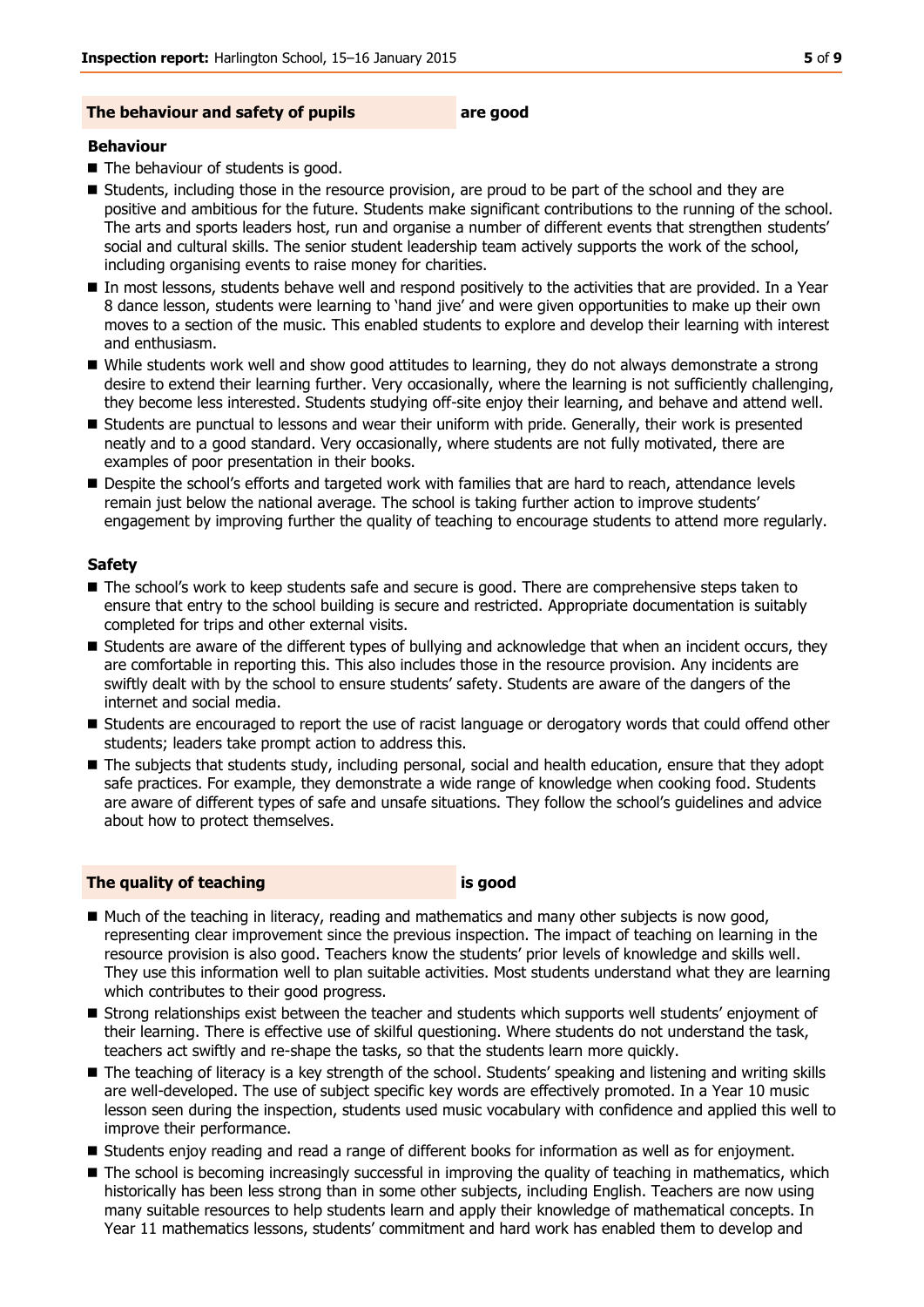## The behaviour and safety of pupils **are good**

### Behaviour

- The behaviour of students is good.
- Students, including those in the resource provision, are proud to be part of the school and they are positive and ambitious for the future. Students make significant contributions to the running of the school. The arts and sports leaders host, run and organise a number of different events that strengthen students' social and cultural skills. The senior student leadership team actively supports the work of the school, including organising events to raise money for charities.
- In most lessons, students behave well and respond positively to the activities that are provided. In a Year 8 dance lesson, students were learning to 'hand jive' and were given opportunities to make up their own moves to a section of the music. This enabled students to explore and develop their learning with interest and enthusiasm.
- While students work well and show good attitudes to learning, they do not always demonstrate a strong desire to extend their learning further. Very occasionally, where the learning is not sufficiently challenging, they become less interested. Students studying off-site enjoy their learning, and behave and attend well.
- Students are punctual to lessons and wear their uniform with pride. Generally, their work is presented neatly and to a good standard. Very occasionally, where students are not fully motivated, there are examples of poor presentation in their books.
- Despite the school's efforts and targeted work with families that are hard to reach, attendance levels remain just below the national average. The school is taking further action to improve students' engagement by improving further the quality of teaching to encourage students to attend more regularly.

### Safety

- The school's work to keep students safe and secure is good. There are comprehensive steps taken to ensure that entry to the school building is secure and restricted. Appropriate documentation is suitably completed for trips and other external visits.
- Students are aware of the different types of bullying and acknowledge that when an incident occurs, they are comfortable in reporting this. This also includes those in the resource provision. Any incidents are swiftly dealt with by the school to ensure students' safety. Students are aware of the dangers of the internet and social media.
- Students are encouraged to report the use of racist language or derogatory words that could offend other students; leaders take prompt action to address this.
- The subjects that students study, including personal, social and health education, ensure that they adopt safe practices. For example, they demonstrate a wide range of knowledge when cooking food. Students are aware of different types of safe and unsafe situations. They follow the school's guidelines and advice about how to protect themselves.

## The quality of teaching **is good**

- Much of the teaching in literacy, reading and mathematics and many other subjects is now good, representing clear improvement since the previous inspection. The impact of teaching on learning in the resource provision is also good. Teachers know the students' prior levels of knowledge and skills well. They use this information well to plan suitable activities. Most students understand what they are learning which contributes to their good progress.
- Strong relationships exist between the teacher and students which supports well students' enjoyment of their learning. There is effective use of skilful questioning. Where students do not understand the task, teachers act swiftly and re-shape the tasks, so that the students learn more quickly.
- The teaching of literacy is a key strength of the school. Students' speaking and listening and writing skills are well-developed. The use of subject specific key words are effectively promoted. In a Year 10 music lesson seen during the inspection, students used music vocabulary with confidence and applied this well to improve their performance.
- Students enjoy reading and read a range of different books for information as well as for enjoyment.
- The school is becoming increasingly successful in improving the quality of teaching in mathematics, which historically has been less strong than in some other subjects, including English. Teachers are now using many suitable resources to help students learn and apply their knowledge of mathematical concepts. In Year 11 mathematics lessons, students' commitment and hard work has enabled them to develop and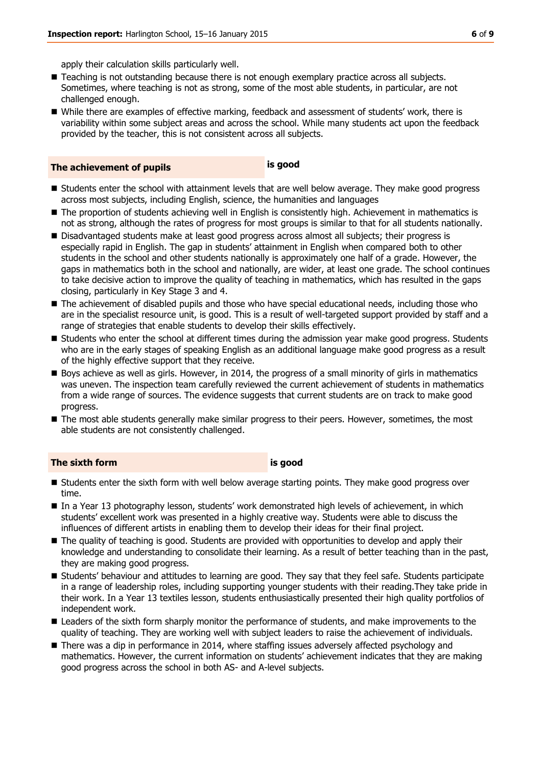apply their calculation skills particularly well.

- Teaching is not outstanding because there is not enough exemplary practice across all subjects. Sometimes, where teaching is not as strong, some of the most able students, in particular, are not challenged enough.
- While there are examples of effective marking, feedback and assessment of students' work, there is variability within some subject areas and across the school. While many students act upon the feedback provided by the teacher, this is not consistent across all subjects.

## The achievement of pupils — is good

- Students enter the school with attainment levels that are well below average. They make good progress across most subjects, including English, science, the humanities and languages
- The proportion of students achieving well in English is consistently high. Achievement in mathematics is not as strong, although the rates of progress for most groups is similar to that for all students nationally.
- Disadvantaged students make at least good progress across almost all subjects; their progress is especially rapid in English. The gap in students' attainment in English when compared both to other students in the school and other students nationally is approximately one half of a grade. However, the gaps in mathematics both in the school and nationally, are wider, at least one grade. The school continues to take decisive action to improve the quality of teaching in mathematics, which has resulted in the gaps closing, particularly in Key Stage 3 and 4.
- The achievement of disabled pupils and those who have special educational needs, including those who are in the specialist resource unit, is good. This is a result of well-targeted support provided by staff and a range of strategies that enable students to develop their skills effectively.
- Students who enter the school at different times during the admission year make good progress. Students who are in the early stages of speaking English as an additional language make good progress as a result of the highly effective support that they receive.
- Boys achieve as well as girls. However, in 2014, the progress of a small minority of girls in mathematics was uneven. The inspection team carefully reviewed the current achievement of students in mathematics from a wide range of sources. The evidence suggests that current students are on track to make good progress.
- The most able students generally make similar progress to their peers. However, sometimes, the most able students are not consistently challenged.

## The sixth form — is good

- Students enter the sixth form with well below average starting points. They make good progress over time.
- In a Year 13 photography lesson, students' work demonstrated high levels of achievement, in which students' excellent work was presented in a highly creative way. Students were able to discuss the influences of different artists in enabling them to develop their ideas for their final project.
- The quality of teaching is good. Students are provided with opportunities to develop and apply their knowledge and understanding to consolidate their learning. As a result of better teaching than in the past, they are making good progress.
- Students' behaviour and attitudes to learning are good. They say that they feel safe. Students participate in a range of leadership roles, including supporting younger students with their reading.They take pride in their work. In a Year 13 textiles lesson, students enthusiastically presented their high quality portfolios of independent work.
- Leaders of the sixth form sharply monitor the performance of students, and make improvements to the quality of teaching. They are working well with subject leaders to raise the achievement of individuals.
- There was a dip in performance in 2014, where staffing issues adversely affected psychology and mathematics. However, the current information on students' achievement indicates that they are making good progress across the school in both AS- and A-level subjects.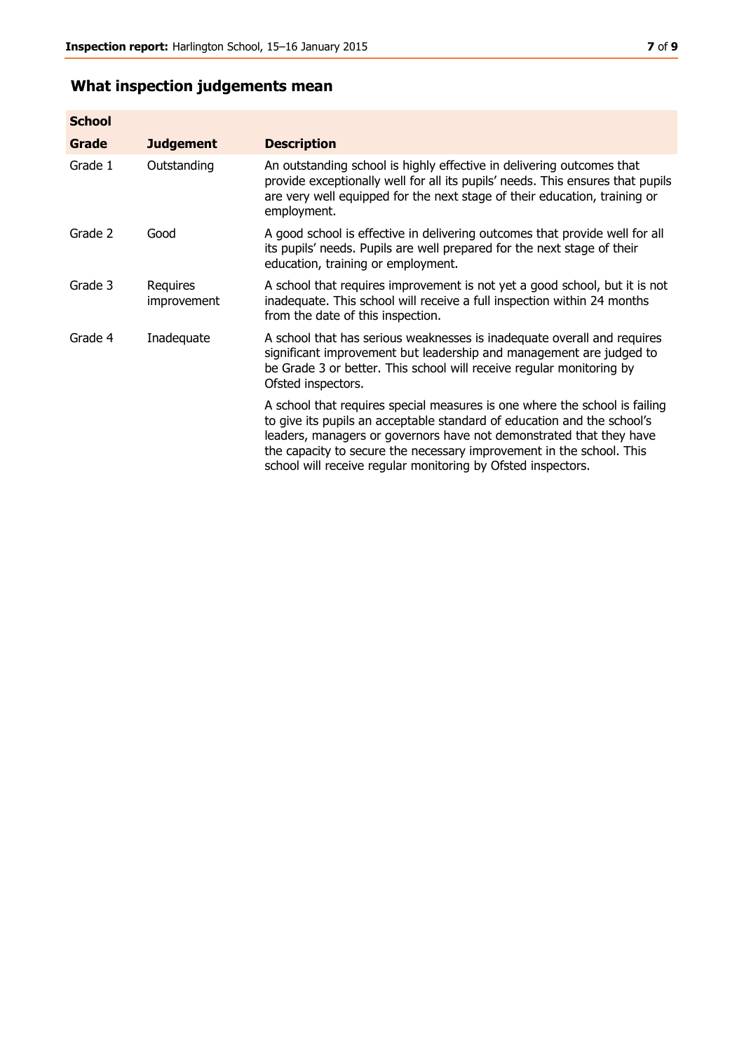## What inspection judgements mean

| School | | |
|---|---|---|
| **Grade** | **Judgement** | **Description** |
| Grade 1 | Outstanding | An outstanding school is highly effective in delivering outcomes that provide exceptionally well for all its pupils' needs. This ensures that pupils are very well equipped for the next stage of their education, training or employment. |
| Grade 2 | Good | A good school is effective in delivering outcomes that provide well for all its pupils' needs. Pupils are well prepared for the next stage of their education, training or employment. |
| Grade 3 | Requires improvement | A school that requires improvement is not yet a good school, but it is not inadequate. This school will receive a full inspection within 24 months from the date of this inspection. |
| Grade 4 | Inadequate | A school that has serious weaknesses is inadequate overall and requires significant improvement but leadership and management are judged to be Grade 3 or better. This school will receive regular monitoring by Ofsted inspectors. |
| | | A school that requires special measures is one where the school is failing to give its pupils an acceptable standard of education and the school's leaders, managers or governors have not demonstrated that they have the capacity to secure the necessary improvement in the school. This school will receive regular monitoring by Ofsted inspectors. |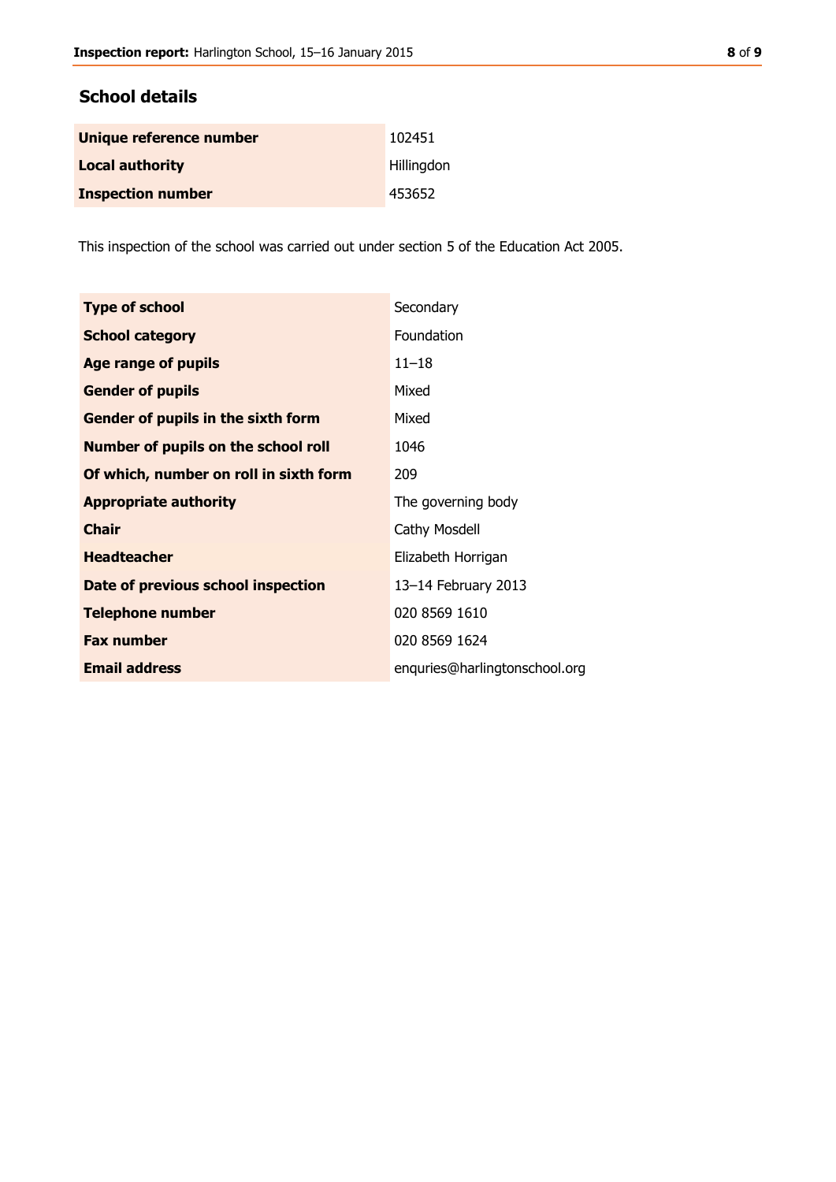## School details

| | |
|---|---|
| **Unique reference number** | 102451 |
| **Local authority** | Hillingdon |
| **Inspection number** | 453652 |

This inspection of the school was carried out under section 5 of the Education Act 2005.

| | |
|---|---|
| **Type of school** | Secondary |
| **School category** | Foundation |
| **Age range of pupils** | 11–18 |
| **Gender of pupils** | Mixed |
| **Gender of pupils in the sixth form** | Mixed |
| **Number of pupils on the school roll** | 1046 |
| **Of which, number on roll in sixth form** | 209 |
| **Appropriate authority** | The governing body |
| **Chair** | Cathy Mosdell |
| **Headteacher** | Elizabeth Horrigan |
| **Date of previous school inspection** | 13–14 February 2013 |
| **Telephone number** | 020 8569 1610 |
| **Fax number** | 020 8569 1624 |
| **Email address** | enquries@harlingtonschool.org |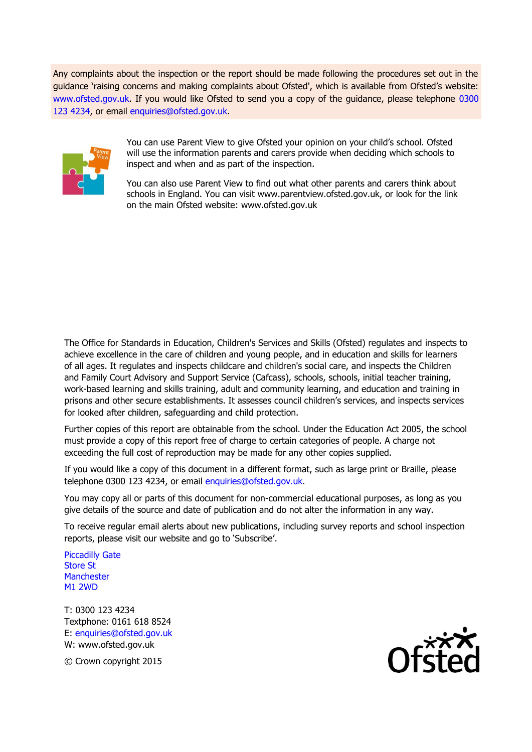Any complaints about the inspection or the report should be made following the procedures set out in the guidance 'raising concerns and making complaints about Ofsted', which is available from Ofsted's website: www.ofsted.gov.uk. If you would like Ofsted to send you a copy of the guidance, please telephone 0300 123 4234, or email enquiries@ofsted.gov.uk.

You can use Parent View to give Ofsted your opinion on your child's school. Ofsted will use the information parents and carers provide when deciding which schools to inspect and when and as part of the inspection.

You can also use Parent View to find out what other parents and carers think about schools in England. You can visit www.parentview.ofsted.gov.uk, or look for the link on the main Ofsted website: www.ofsted.gov.uk

The Office for Standards in Education, Children's Services and Skills (Ofsted) regulates and inspects to achieve excellence in the care of children and young people, and in education and skills for learners of all ages. It regulates and inspects childcare and children's social care, and inspects the Children and Family Court Advisory and Support Service (Cafcass), schools, schools, initial teacher training, work-based learning and skills training, adult and community learning, and education and training in prisons and other secure establishments. It assesses council children's services, and inspects services for looked after children, safeguarding and child protection.

Further copies of this report are obtainable from the school. Under the Education Act 2005, the school must provide a copy of this report free of charge to certain categories of people. A charge not exceeding the full cost of reproduction may be made for any other copies supplied.

If you would like a copy of this document in a different format, such as large print or Braille, please telephone 0300 123 4234, or email enquiries@ofsted.gov.uk.

You may copy all or parts of this document for non-commercial educational purposes, as long as you give details of the source and date of publication and do not alter the information in any way.

To receive regular email alerts about new publications, including survey reports and school inspection reports, please visit our website and go to 'Subscribe'.

Piccadilly Gate
Store St
Manchester
M1 2WD

T: 0300 123 4234
Textphone: 0161 618 8524
E: enquiries@ofsted.gov.uk
W: www.ofsted.gov.uk

© Crown copyright 2015